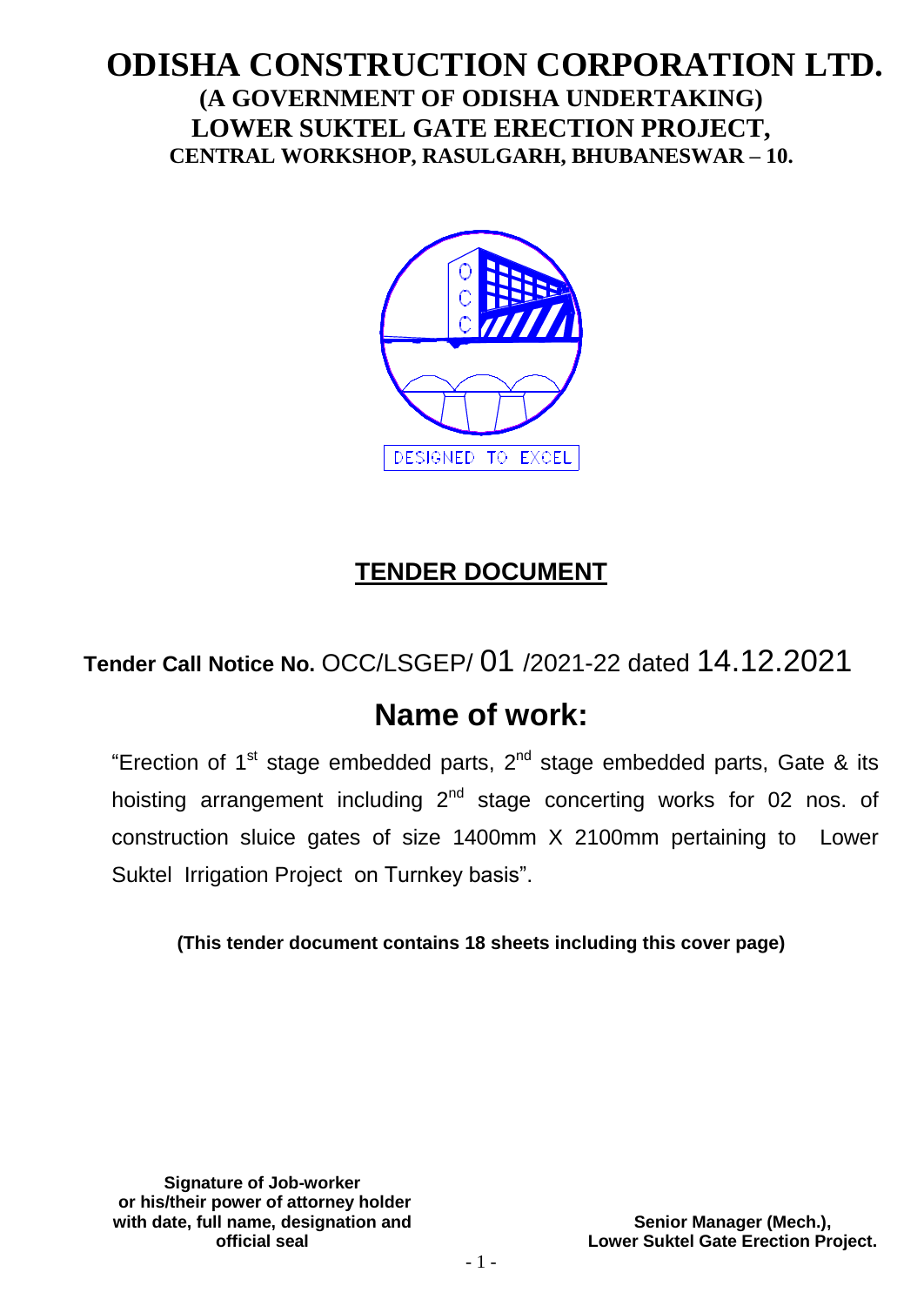# ODISHA CONSTRUCTION CORPORATION LTD.

## (A GOVERNMENT OF ODISHA UNDERTAKING)

## LOWER SUKTEL GATE ERECTION PROJECT,

### CENTRAL WORKSHOP, RASULGARH, BHUBANESWAR – 10.

DESIGNED TO EXCEL

## TENDER DOCUMENT

**Tender Call Notice No.** OCC/LSGEP/ 01 /2021-22 dated 14.12.2021

# Name of work:

"Erection of 1st stage embedded parts, 2nd stage embedded parts, Gate & its hoisting arrangement including 2nd stage concerting works for 02 nos. of construction sluice gates of size 1400mm X 2100mm pertaining to Lower Suktel Irrigation Project on Turnkey basis".

**(This tender document contains 18 sheets including this cover page)**

**Signature of Job-worker or his/their power of attorney holder with date, full name, designation and official seal**

**Senior Manager (Mech.), Lower Suktel Gate Erection Project.**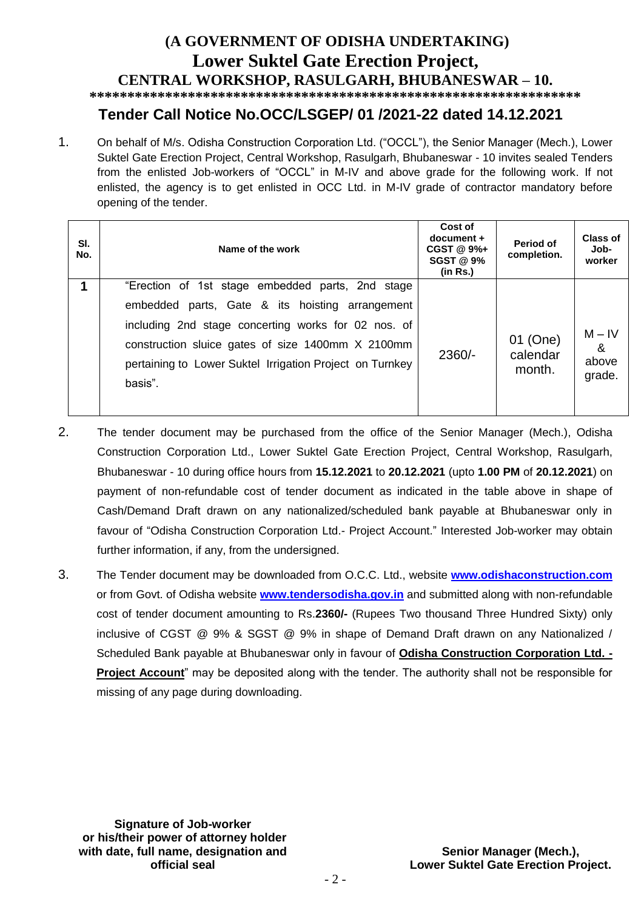# (A GOVERNMENT OF ODISHA UNDERTAKING)
# Lower Suktel Gate Erection Project,
## CENTRAL WORKSHOP, RASULGARH, BHUBANESWAR – 10.

*****************************************************************

## Tender Call Notice No.OCC/LSGEP/ 01 /2021-22 dated 14.12.2021

1. On behalf of M/s. Odisha Construction Corporation Ltd. ("OCCL"), the Senior Manager (Mech.), Lower Suktel Gate Erection Project, Central Workshop, Rasulgarh, Bhubaneswar - 10 invites sealed Tenders from the enlisted Job-workers of "OCCL" in M-IV and above grade for the following work. If not enlisted, the agency is to get enlisted in OCC Ltd. in M-IV grade of contractor mandatory before opening of the tender.

| Sl. No. | Name of the work | Cost of document + CGST @ 9%+ SGST @ 9% (in Rs.) | Period of completion. | Class of Job-worker |
|---|---|---|---|---|
| 1 | "Erection of 1st stage embedded parts, 2nd stage embedded parts, Gate & its hoisting arrangement including 2nd stage concerting works for 02 nos. of construction sluice gates of size 1400mm X 2100mm pertaining to Lower Suktel Irrigation Project on Turnkey basis". | 2360/- | 01 (One) calendar month. | M – IV & above grade. |

2. The tender document may be purchased from the office of the Senior Manager (Mech.), Odisha Construction Corporation Ltd., Lower Suktel Gate Erection Project, Central Workshop, Rasulgarh, Bhubaneswar - 10 during office hours from **15.12.2021** to **20.12.2021** (upto **1.00 PM** of **20.12.2021**) on payment of non-refundable cost of tender document as indicated in the table above in shape of Cash/Demand Draft drawn on any nationalized/scheduled bank payable at Bhubaneswar only in favour of "Odisha Construction Corporation Ltd.- Project Account." Interested Job-worker may obtain further information, if any, from the undersigned.

3. The Tender document may be downloaded from O.C.C. Ltd., website **www.odishaconstruction.com** or from Govt. of Odisha website **www.tendersodisha.gov.in** and submitted along with non-refundable cost of tender document amounting to Rs.**2360/-** (Rupees Two thousand Three Hundred Sixty) only inclusive of CGST @ 9% & SGST @ 9% in shape of Demand Draft drawn on any Nationalized / Scheduled Bank payable at Bhubaneswar only in favour of **Odisha Construction Corporation Ltd. - Project Account**" may be deposited along with the tender. The authority shall not be responsible for missing of any page during downloading.

**Signature of Job-worker or his/their power of attorney holder with date, full name, designation and official seal**

**Senior Manager (Mech.), Lower Suktel Gate Erection Project.**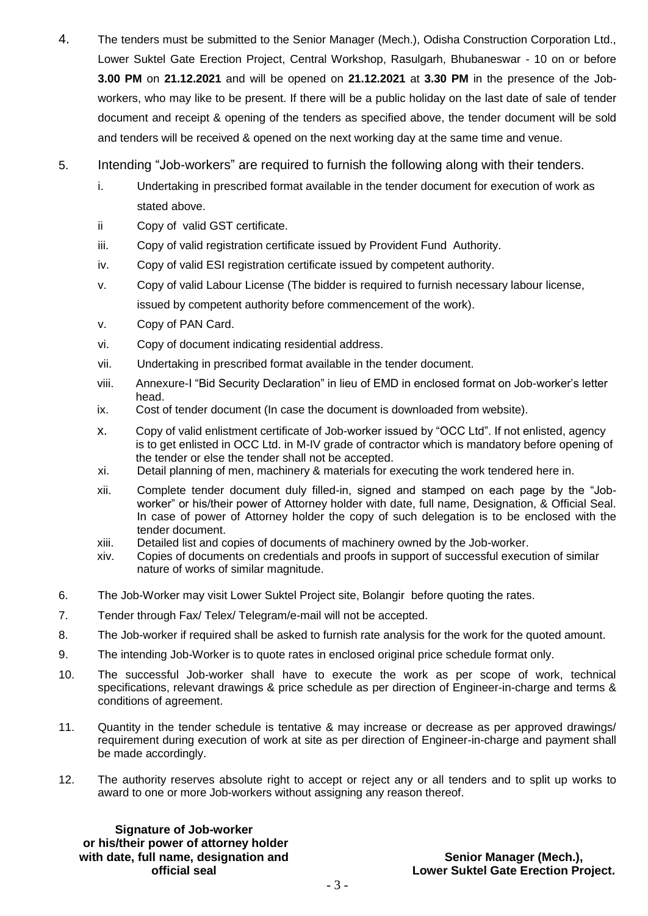4. The tenders must be submitted to the Senior Manager (Mech.), Odisha Construction Corporation Ltd., Lower Suktel Gate Erection Project, Central Workshop, Rasulgarh, Bhubaneswar - 10 on or before **3.00 PM** on **21.12.2021** and will be opened on **21.12.2021** at **3.30 PM** in the presence of the Job-workers, who may like to be present. If there will be a public holiday on the last date of sale of tender document and receipt & opening of the tenders as specified above, the tender document will be sold and tenders will be received & opened on the next working day at the same time and venue.

5. Intending "Job-workers" are required to furnish the following along with their tenders.

   i. Undertaking in prescribed format available in the tender document for execution of work as stated above.

   ii Copy of valid GST certificate.

   iii. Copy of valid registration certificate issued by Provident Fund Authority.

   iv. Copy of valid ESI registration certificate issued by competent authority.

   v. Copy of valid Labour License (The bidder is required to furnish necessary labour license, issued by competent authority before commencement of the work).

   v. Copy of PAN Card.

   vi. Copy of document indicating residential address.

   vii. Undertaking in prescribed format available in the tender document.

   viii. Annexure-I "Bid Security Declaration" in lieu of EMD in enclosed format on Job-worker's letter head.

   ix. Cost of tender document (In case the document is downloaded from website).

   x. Copy of valid enlistment certificate of Job-worker issued by "OCC Ltd". If not enlisted, agency is to get enlisted in OCC Ltd. in M-IV grade of contractor which is mandatory before opening of the tender or else the tender shall not be accepted.

   xi. Detail planning of men, machinery & materials for executing the work tendered here in.

   xii. Complete tender document duly filled-in, signed and stamped on each page by the "Job-worker" or his/their power of Attorney holder with date, full name, Designation, & Official Seal. In case of power of Attorney holder the copy of such delegation is to be enclosed with the tender document.

   xiii. Detailed list and copies of documents of machinery owned by the Job-worker.

   xiv. Copies of documents on credentials and proofs in support of successful execution of similar nature of works of similar magnitude.

6. The Job-Worker may visit Lower Suktel Project site, Bolangir before quoting the rates.

7. Tender through Fax/ Telex/ Telegram/e-mail will not be accepted.

8. The Job-worker if required shall be asked to furnish rate analysis for the work for the quoted amount.

9. The intending Job-Worker is to quote rates in enclosed original price schedule format only.

10. The successful Job-worker shall have to execute the work as per scope of work, technical specifications, relevant drawings & price schedule as per direction of Engineer-in-charge and terms & conditions of agreement.

11. Quantity in the tender schedule is tentative & may increase or decrease as per approved drawings/ requirement during execution of work at site as per direction of Engineer-in-charge and payment shall be made accordingly.

12. The authority reserves absolute right to accept or reject any or all tenders and to split up works to award to one or more Job-workers without assigning any reason thereof.

**Signature of Job-worker or his/their power of attorney holder with date, full name, designation and official seal**

**Senior Manager (Mech.), Lower Suktel Gate Erection Project.**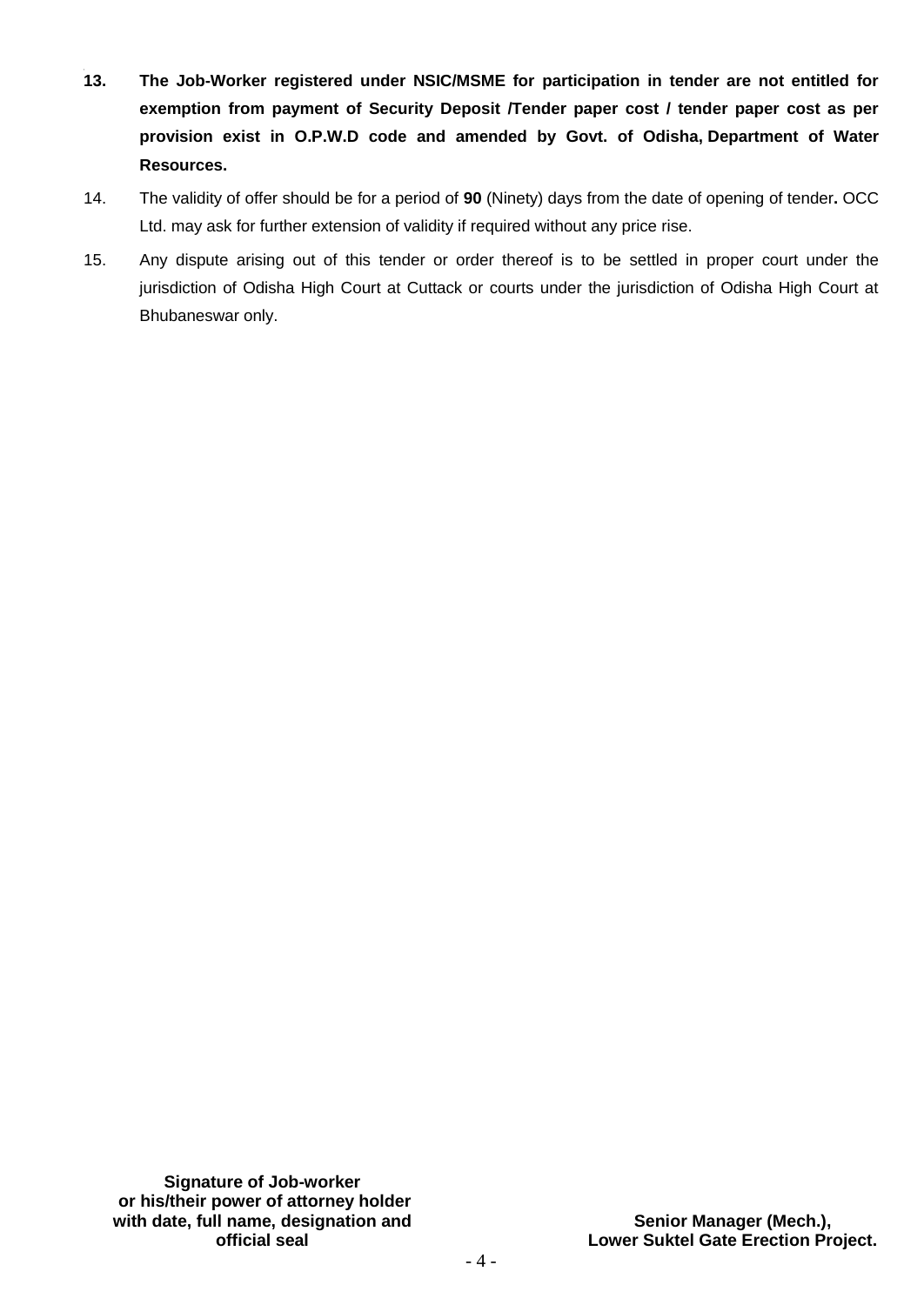13. **The Job-Worker registered under NSIC/MSME for participation in tender are not entitled for exemption from payment of Security Deposit /Tender paper cost / tender paper cost as per provision exist in O.P.W.D code and amended by Govt. of Odisha, Department of Water Resources.**

14. The validity of offer should be for a period of **90** (Ninety) days from the date of opening of tender**.** OCC Ltd. may ask for further extension of validity if required without any price rise.

15. Any dispute arising out of this tender or order thereof is to be settled in proper court under the jurisdiction of Odisha High Court at Cuttack or courts under the jurisdiction of Odisha High Court at Bhubaneswar only.

**Signature of Job-worker or his/their power of attorney holder with date, full name, designation and official seal**

**Senior Manager (Mech.), Lower Suktel Gate Erection Project.**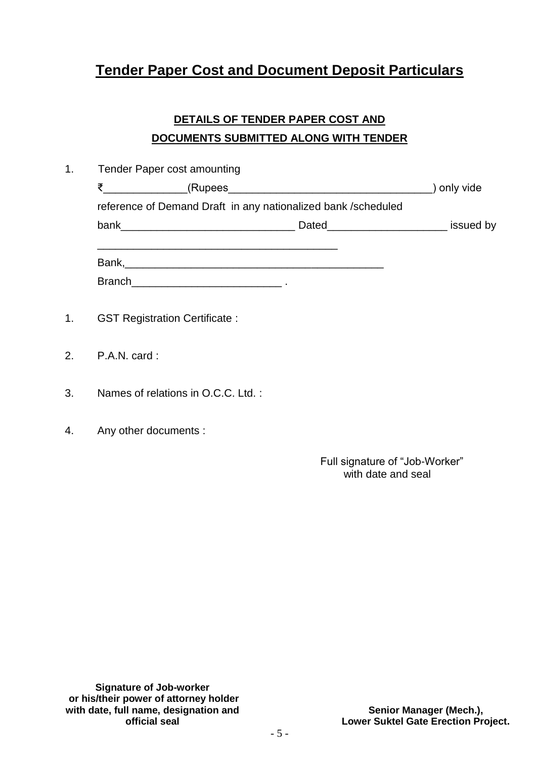# Tender Paper Cost and Document Deposit Particulars

**DETAILS OF TENDER PAPER COST AND**

**DOCUMENTS SUBMITTED ALONG WITH TENDER**

1. Tender Paper cost amounting

   ₹______________(Rupees___________________________________) only vide reference of Demand Draft in any nationalized bank /scheduled bank_____________________________ Dated____________________ issued by

   _________________________________________

   Bank,____________________________________________

   Branch_________________________ .

1. GST Registration Certificate :

2. P.A.N. card :

3. Names of relations in O.C.C. Ltd. :

4. Any other documents :

Full signature of "Job-Worker"
with date and seal

**Signature of Job-worker**
**or his/their power of attorney holder**
**with date, full name, designation and**
**official seal**

**Senior Manager (Mech.),**
**Lower Suktel Gate Erection Project.**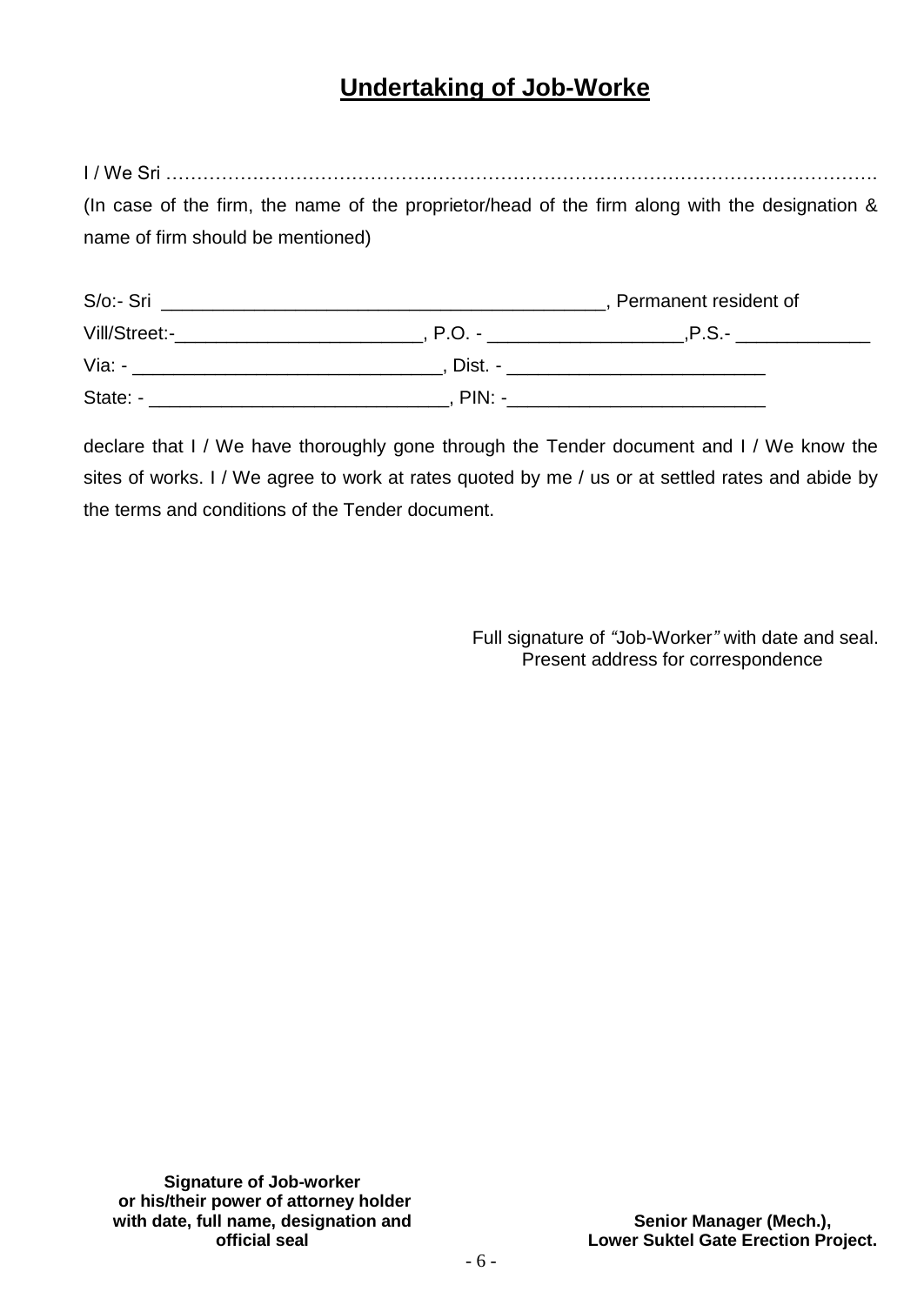# **Undertaking of Job-Worke**

I / We Sri …………………………………………………………………………………………………….

(In case of the firm, the name of the proprietor/head of the firm along with the designation & name of firm should be mentioned)

S/o:- Sri ____________________________________________, Permanent resident of

Vill/Street:-________________________, P.O. - ___________________,P.S.- _____________

Via: - ______________________________, Dist. - _________________________

State: - _____________________________, PIN: -_________________________

declare that I / We have thoroughly gone through the Tender document and I / We know the sites of works. I / We agree to work at rates quoted by me / us or at settled rates and abide by the terms and conditions of the Tender document.

Full signature of *"*Job-Worker*"* with date and seal.
Present address for correspondence

**Signature of Job-worker**
**or his/their power of attorney holder**
**with date, full name, designation and**
**official seal**

**Senior Manager (Mech.),**
**Lower Suktel Gate Erection Project.**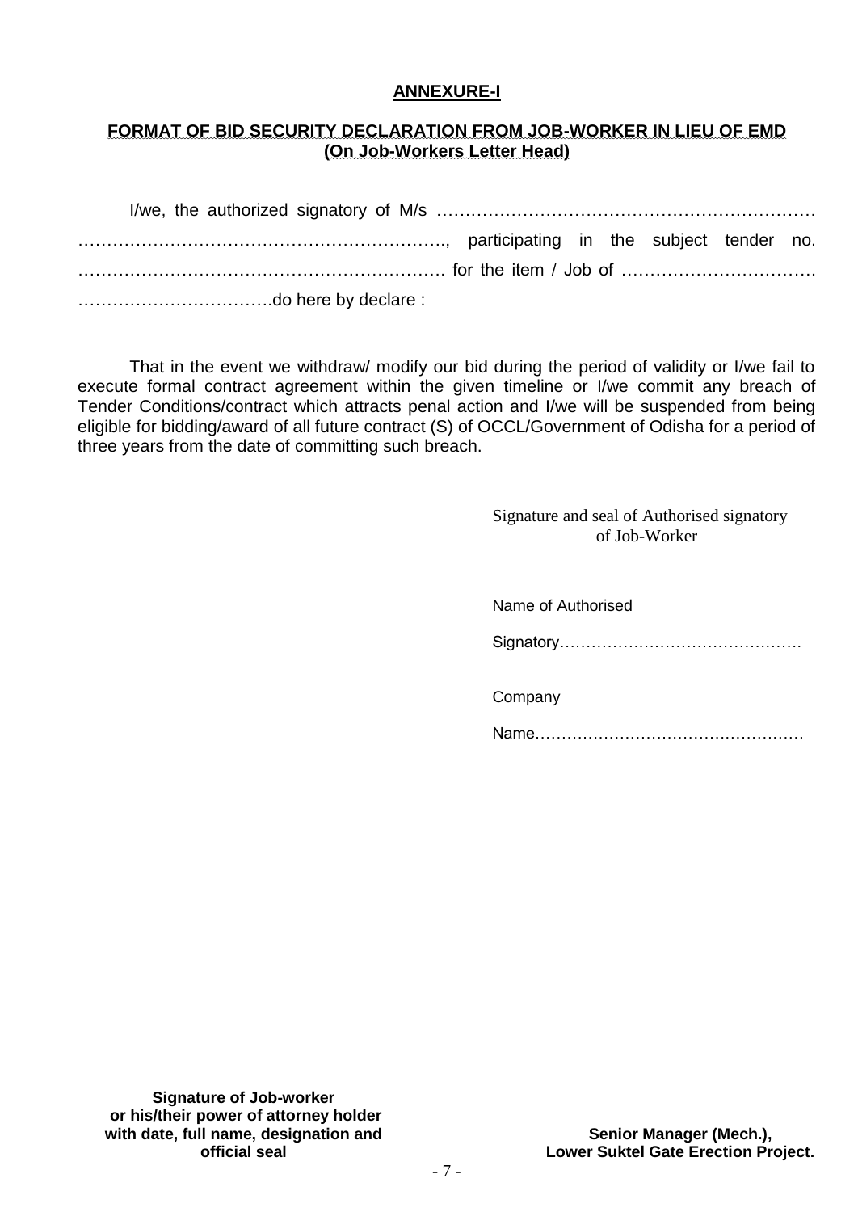## ANNEXURE-I

### FORMAT OF BID SECURITY DECLARATION FROM JOB-WORKER IN LIEU OF EMD (On Job-Workers Letter Head)

I/we, the authorized signatory of M/s …………………………………………………………… ………………………………………………………., participating in the subject tender no. ……………………………………………………… for the item / Job of ……………………………. …………………………….do here by declare :

That in the event we withdraw/ modify our bid during the period of validity or I/we fail to execute formal contract agreement within the given timeline or I/we commit any breach of Tender Conditions/contract which attracts penal action and I/we will be suspended from being eligible for bidding/award of all future contract (S) of OCCL/Government of Odisha for a period of three years from the date of committing such breach.

Signature and seal of Authorised signatory of Job-Worker

Name of Authorised Signatory………………………………………

Company Name……………………………………………

**Signature of Job-worker or his/their power of attorney holder with date, full name, designation and official seal**

**Senior Manager (Mech.), Lower Suktel Gate Erection Project.**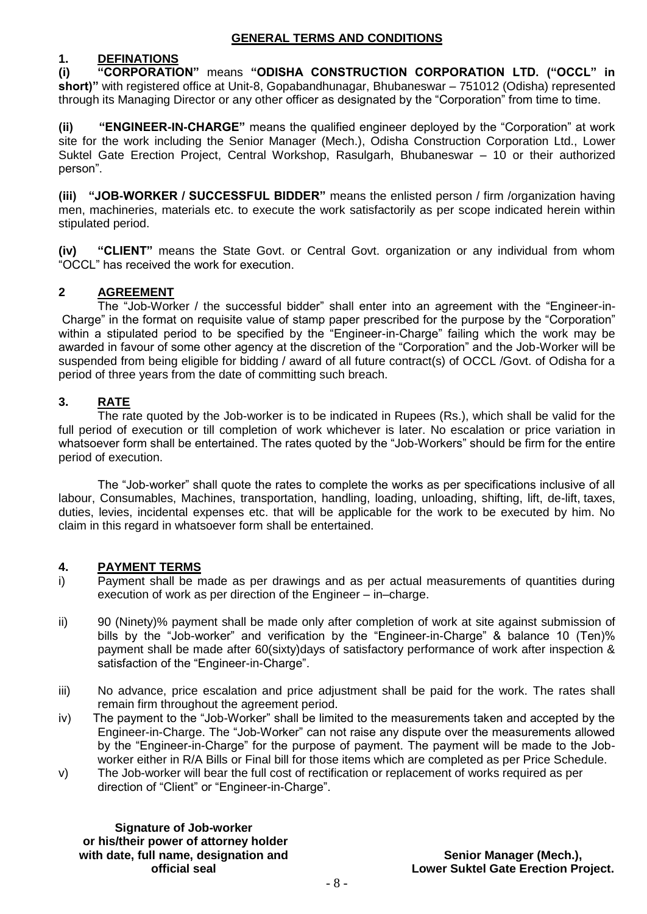## GENERAL TERMS AND CONDITIONS

### 1. DEFINATIONS

**(i) "CORPORATION"** means **"ODISHA CONSTRUCTION CORPORATION LTD. ("OCCL" in short)"** with registered office at Unit-8, Gopabandhunagar, Bhubaneswar – 751012 (Odisha) represented through its Managing Director or any other officer as designated by the "Corporation" from time to time.

**(ii) "ENGINEER-IN-CHARGE"** means the qualified engineer deployed by the "Corporation" at work site for the work including the Senior Manager (Mech.), Odisha Construction Corporation Ltd., Lower Suktel Gate Erection Project, Central Workshop, Rasulgarh, Bhubaneswar – 10 or their authorized person".

**(iii) "JOB-WORKER / SUCCESSFUL BIDDER"** means the enlisted person / firm /organization having men, machineries, materials etc. to execute the work satisfactorily as per scope indicated herein within stipulated period.

**(iv) "CLIENT"** means the State Govt. or Central Govt. organization or any individual from whom "OCCL" has received the work for execution.

### 2 AGREEMENT

The "Job-Worker / the successful bidder" shall enter into an agreement with the "Engineer-in-Charge" in the format on requisite value of stamp paper prescribed for the purpose by the "Corporation" within a stipulated period to be specified by the "Engineer-in-Charge" failing which the work may be awarded in favour of some other agency at the discretion of the "Corporation" and the Job-Worker will be suspended from being eligible for bidding / award of all future contract(s) of OCCL /Govt. of Odisha for a period of three years from the date of committing such breach.

### 3. RATE

The rate quoted by the Job-worker is to be indicated in Rupees (Rs.), which shall be valid for the full period of execution or till completion of work whichever is later. No escalation or price variation in whatsoever form shall be entertained. The rates quoted by the "Job-Workers" should be firm for the entire period of execution.

The "Job-worker" shall quote the rates to complete the works as per specifications inclusive of all labour, Consumables, Machines, transportation, handling, loading, unloading, shifting, lift, de-lift, taxes, duties, levies, incidental expenses etc. that will be applicable for the work to be executed by him. No claim in this regard in whatsoever form shall be entertained.

### 4. PAYMENT TERMS

i) Payment shall be made as per drawings and as per actual measurements of quantities during execution of work as per direction of the Engineer – in–charge.

ii) 90 (Ninety)% payment shall be made only after completion of work at site against submission of bills by the "Job-worker" and verification by the "Engineer-in-Charge" & balance 10 (Ten)% payment shall be made after 60(sixty)days of satisfactory performance of work after inspection & satisfaction of the "Engineer-in-Charge".

iii) No advance, price escalation and price adjustment shall be paid for the work. The rates shall remain firm throughout the agreement period.

iv) The payment to the "Job-Worker" shall be limited to the measurements taken and accepted by the Engineer-in-Charge. The "Job-Worker" can not raise any dispute over the measurements allowed by the "Engineer-in-Charge" for the purpose of payment. The payment will be made to the Job-worker either in R/A Bills or Final bill for those items which are completed as per Price Schedule.

v) The Job-worker will bear the full cost of rectification or replacement of works required as per direction of "Client" or "Engineer-in-Charge".

**Signature of Job-worker or his/their power of attorney holder with date, full name, designation and official seal**

**Senior Manager (Mech.), Lower Suktel Gate Erection Project.**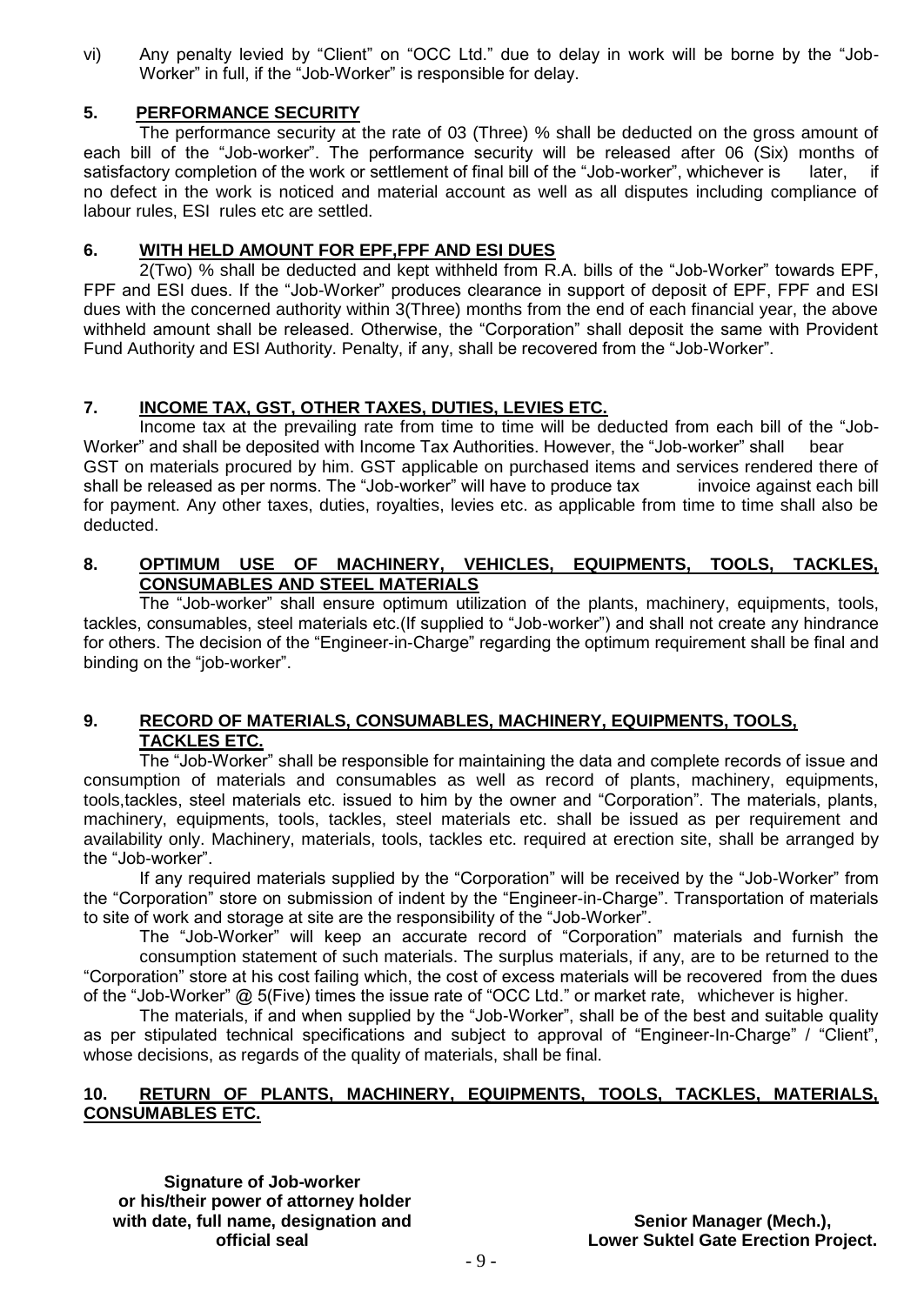vi) Any penalty levied by "Client" on "OCC Ltd." due to delay in work will be borne by the "Job-Worker" in full, if the "Job-Worker" is responsible for delay.

## 5. PERFORMANCE SECURITY

The performance security at the rate of 03 (Three) % shall be deducted on the gross amount of each bill of the "Job-worker". The performance security will be released after 06 (Six) months of satisfactory completion of the work or settlement of final bill of the "Job-worker", whichever is later, if no defect in the work is noticed and material account as well as all disputes including compliance of labour rules, ESI rules etc are settled.

## 6. WITH HELD AMOUNT FOR EPF,FPF AND ESI DUES

2(Two) % shall be deducted and kept withheld from R.A. bills of the "Job-Worker" towards EPF, FPF and ESI dues. If the "Job-Worker" produces clearance in support of deposit of EPF, FPF and ESI dues with the concerned authority within 3(Three) months from the end of each financial year, the above withheld amount shall be released. Otherwise, the "Corporation" shall deposit the same with Provident Fund Authority and ESI Authority. Penalty, if any, shall be recovered from the "Job-Worker".

## 7. INCOME TAX, GST, OTHER TAXES, DUTIES, LEVIES ETC.

Income tax at the prevailing rate from time to time will be deducted from each bill of the "Job-Worker" and shall be deposited with Income Tax Authorities. However, the "Job-worker" shall bear GST on materials procured by him. GST applicable on purchased items and services rendered there of shall be released as per norms. The "Job-worker" will have to produce tax invoice against each bill for payment. Any other taxes, duties, royalties, levies etc. as applicable from time to time shall also be deducted.

## 8. OPTIMUM USE OF MACHINERY, VEHICLES, EQUIPMENTS, TOOLS, TACKLES, CONSUMABLES AND STEEL MATERIALS

The "Job-worker" shall ensure optimum utilization of the plants, machinery, equipments, tools, tackles, consumables, steel materials etc.(If supplied to "Job-worker") and shall not create any hindrance for others. The decision of the "Engineer-in-Charge" regarding the optimum requirement shall be final and binding on the "job-worker".

## 9. RECORD OF MATERIALS, CONSUMABLES, MACHINERY, EQUIPMENTS, TOOLS, TACKLES ETC.

The "Job-Worker" shall be responsible for maintaining the data and complete records of issue and consumption of materials and consumables as well as record of plants, machinery, equipments, tools,tackles, steel materials etc. issued to him by the owner and "Corporation". The materials, plants, machinery, equipments, tools, tackles, steel materials etc. shall be issued as per requirement and availability only. Machinery, materials, tools, tackles etc. required at erection site, shall be arranged by the "Job-worker".

If any required materials supplied by the "Corporation" will be received by the "Job-Worker" from the "Corporation" store on submission of indent by the "Engineer-in-Charge". Transportation of materials to site of work and storage at site are the responsibility of the "Job-Worker".

The "Job-Worker" will keep an accurate record of "Corporation" materials and furnish the consumption statement of such materials. The surplus materials, if any, are to be returned to the "Corporation" store at his cost failing which, the cost of excess materials will be recovered from the dues of the "Job-Worker" @ 5(Five) times the issue rate of "OCC Ltd." or market rate, whichever is higher.

The materials, if and when supplied by the "Job-Worker", shall be of the best and suitable quality as per stipulated technical specifications and subject to approval of "Engineer-In-Charge" / "Client", whose decisions, as regards of the quality of materials, shall be final.

## 10. RETURN OF PLANTS, MACHINERY, EQUIPMENTS, TOOLS, TACKLES, MATERIALS, CONSUMABLES ETC.

**Signature of Job-worker or his/their power of attorney holder with date, full name, designation and official seal**

**Senior Manager (Mech.), Lower Suktel Gate Erection Project.**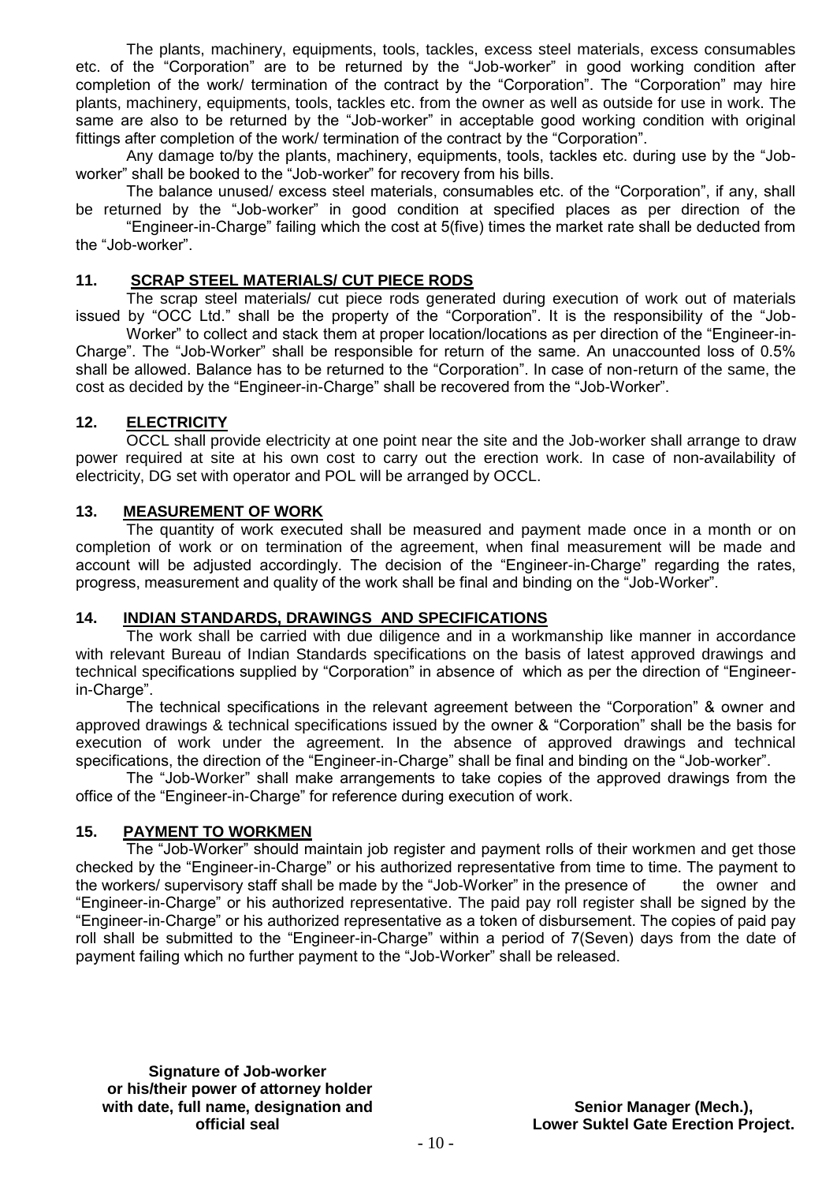The plants, machinery, equipments, tools, tackles, excess steel materials, excess consumables etc. of the "Corporation" are to be returned by the "Job-worker" in good working condition after completion of the work/ termination of the contract by the "Corporation". The "Corporation" may hire plants, machinery, equipments, tools, tackles etc. from the owner as well as outside for use in work. The same are also to be returned by the "Job-worker" in acceptable good working condition with original fittings after completion of the work/ termination of the contract by the "Corporation".

Any damage to/by the plants, machinery, equipments, tools, tackles etc. during use by the "Job-worker" shall be booked to the "Job-worker" for recovery from his bills.

The balance unused/ excess steel materials, consumables etc. of the "Corporation", if any, shall be returned by the "Job-worker" in good condition at specified places as per direction of the "Engineer-in-Charge" failing which the cost at 5(five) times the market rate shall be deducted from the "Job-worker".

## 11. SCRAP STEEL MATERIALS/ CUT PIECE RODS

The scrap steel materials/ cut piece rods generated during execution of work out of materials issued by "OCC Ltd." shall be the property of the "Corporation". It is the responsibility of the "Job-Worker" to collect and stack them at proper location/locations as per direction of the "Engineer-in-Charge". The "Job-Worker" shall be responsible for return of the same. An unaccounted loss of 0.5% shall be allowed. Balance has to be returned to the "Corporation". In case of non-return of the same, the cost as decided by the "Engineer-in-Charge" shall be recovered from the "Job-Worker".

## 12. ELECTRICITY

OCCL shall provide electricity at one point near the site and the Job-worker shall arrange to draw power required at site at his own cost to carry out the erection work. In case of non-availability of electricity, DG set with operator and POL will be arranged by OCCL.

## 13. MEASUREMENT OF WORK

The quantity of work executed shall be measured and payment made once in a month or on completion of work or on termination of the agreement, when final measurement will be made and account will be adjusted accordingly. The decision of the "Engineer-in-Charge" regarding the rates, progress, measurement and quality of the work shall be final and binding on the "Job-Worker".

## 14. INDIAN STANDARDS, DRAWINGS AND SPECIFICATIONS

The work shall be carried with due diligence and in a workmanship like manner in accordance with relevant Bureau of Indian Standards specifications on the basis of latest approved drawings and technical specifications supplied by "Corporation" in absence of which as per the direction of "Engineer-in-Charge".

The technical specifications in the relevant agreement between the "Corporation" & owner and approved drawings & technical specifications issued by the owner & "Corporation" shall be the basis for execution of work under the agreement. In the absence of approved drawings and technical specifications, the direction of the "Engineer-in-Charge" shall be final and binding on the "Job-worker".

The "Job-Worker" shall make arrangements to take copies of the approved drawings from the office of the "Engineer-in-Charge" for reference during execution of work.

## 15. PAYMENT TO WORKMEN

The "Job-Worker" should maintain job register and payment rolls of their workmen and get those checked by the "Engineer-in-Charge" or his authorized representative from time to time. The payment to the workers/ supervisory staff shall be made by the "Job-Worker" in the presence of the owner and "Engineer-in-Charge" or his authorized representative. The paid pay roll register shall be signed by the "Engineer-in-Charge" or his authorized representative as a token of disbursement. The copies of paid pay roll shall be submitted to the "Engineer-in-Charge" within a period of 7(Seven) days from the date of payment failing which no further payment to the "Job-Worker" shall be released.

**Signature of Job-worker or his/their power of attorney holder with date, full name, designation and official seal**

**Senior Manager (Mech.), Lower Suktel Gate Erection Project.**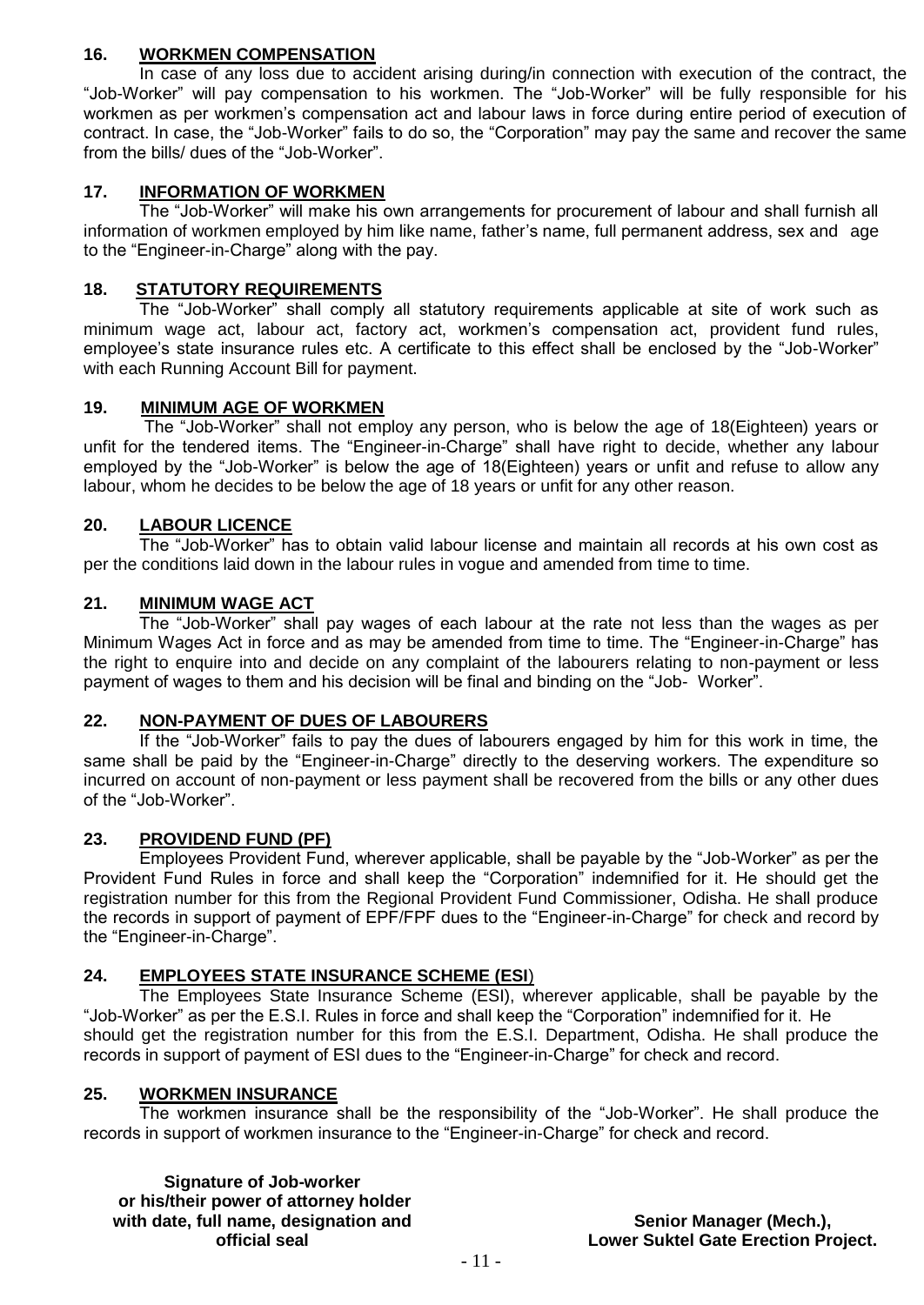## 16. WORKMEN COMPENSATION

In case of any loss due to accident arising during/in connection with execution of the contract, the "Job-Worker" will pay compensation to his workmen. The "Job-Worker" will be fully responsible for his workmen as per workmen's compensation act and labour laws in force during entire period of execution of contract. In case, the "Job-Worker" fails to do so, the "Corporation" may pay the same and recover the same from the bills/ dues of the "Job-Worker".

## 17. INFORMATION OF WORKMEN

The "Job-Worker" will make his own arrangements for procurement of labour and shall furnish all information of workmen employed by him like name, father's name, full permanent address, sex and age to the "Engineer-in-Charge" along with the pay.

## 18. STATUTORY REQUIREMENTS

The "Job-Worker" shall comply all statutory requirements applicable at site of work such as minimum wage act, labour act, factory act, workmen's compensation act, provident fund rules, employee's state insurance rules etc. A certificate to this effect shall be enclosed by the "Job-Worker" with each Running Account Bill for payment.

## 19. MINIMUM AGE OF WORKMEN

The "Job-Worker" shall not employ any person, who is below the age of 18(Eighteen) years or unfit for the tendered items. The "Engineer-in-Charge" shall have right to decide, whether any labour employed by the "Job-Worker" is below the age of 18(Eighteen) years or unfit and refuse to allow any labour, whom he decides to be below the age of 18 years or unfit for any other reason.

## 20. LABOUR LICENCE

The "Job-Worker" has to obtain valid labour license and maintain all records at his own cost as per the conditions laid down in the labour rules in vogue and amended from time to time.

## 21. MINIMUM WAGE ACT

The "Job-Worker" shall pay wages of each labour at the rate not less than the wages as per Minimum Wages Act in force and as may be amended from time to time. The "Engineer-in-Charge" has the right to enquire into and decide on any complaint of the labourers relating to non-payment or less payment of wages to them and his decision will be final and binding on the "Job- Worker".

## 22. NON-PAYMENT OF DUES OF LABOURERS

If the "Job-Worker" fails to pay the dues of labourers engaged by him for this work in time, the same shall be paid by the "Engineer-in-Charge" directly to the deserving workers. The expenditure so incurred on account of non-payment or less payment shall be recovered from the bills or any other dues of the "Job-Worker".

## 23. PROVIDEND FUND (PF)

Employees Provident Fund, wherever applicable, shall be payable by the "Job-Worker" as per the Provident Fund Rules in force and shall keep the "Corporation" indemnified for it. He should get the registration number for this from the Regional Provident Fund Commissioner, Odisha. He shall produce the records in support of payment of EPF/FPF dues to the "Engineer-in-Charge" for check and record by the "Engineer-in-Charge".

## 24. EMPLOYEES STATE INSURANCE SCHEME (ESI)

The Employees State Insurance Scheme (ESI), wherever applicable, shall be payable by the "Job-Worker" as per the E.S.I. Rules in force and shall keep the "Corporation" indemnified for it. He should get the registration number for this from the E.S.I. Department, Odisha. He shall produce the records in support of payment of ESI dues to the "Engineer-in-Charge" for check and record.

## 25. WORKMEN INSURANCE

The workmen insurance shall be the responsibility of the "Job-Worker". He shall produce the records in support of workmen insurance to the "Engineer-in-Charge" for check and record.

**Signature of Job-worker or his/their power of attorney holder with date, full name, designation and official seal**

**Senior Manager (Mech.), Lower Suktel Gate Erection Project.**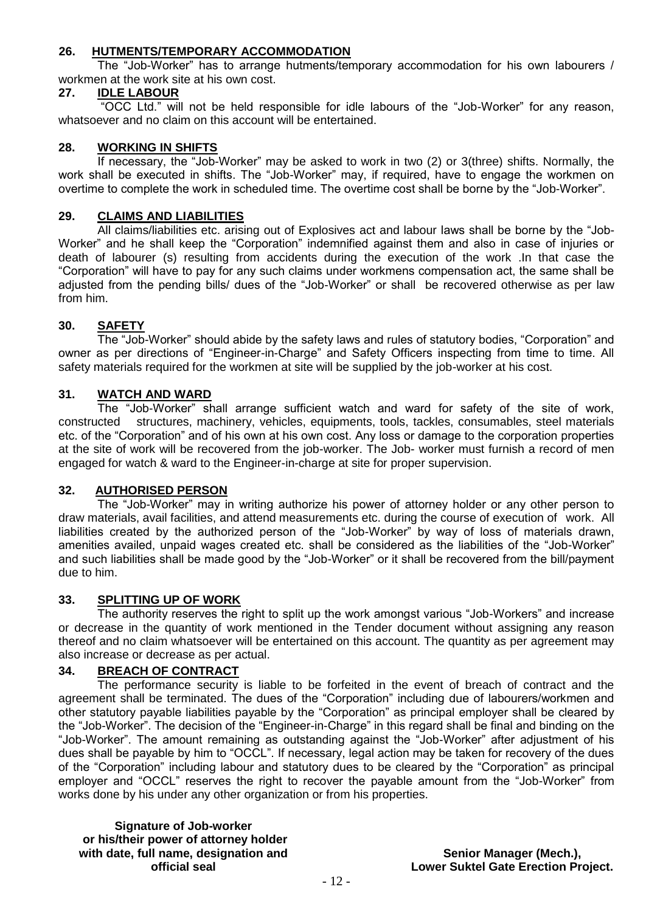**26. HUTMENTS/TEMPORARY ACCOMMODATION**

The "Job-Worker" has to arrange hutments/temporary accommodation for his own labourers / workmen at the work site at his own cost.

**27. IDLE LABOUR**

"OCC Ltd." will not be held responsible for idle labours of the "Job-Worker" for any reason, whatsoever and no claim on this account will be entertained.

**28. WORKING IN SHIFTS**

If necessary, the "Job-Worker" may be asked to work in two (2) or 3(three) shifts. Normally, the work shall be executed in shifts. The "Job-Worker" may, if required, have to engage the workmen on overtime to complete the work in scheduled time. The overtime cost shall be borne by the "Job-Worker".

**29. CLAIMS AND LIABILITIES**

All claims/liabilities etc. arising out of Explosives act and labour laws shall be borne by the "Job-Worker" and he shall keep the "Corporation" indemnified against them and also in case of injuries or death of labourer (s) resulting from accidents during the execution of the work .In that case the "Corporation" will have to pay for any such claims under workmens compensation act, the same shall be adjusted from the pending bills/ dues of the "Job-Worker" or shall be recovered otherwise as per law from him.

**30. SAFETY**

The "Job-Worker" should abide by the safety laws and rules of statutory bodies, "Corporation" and owner as per directions of "Engineer-in-Charge" and Safety Officers inspecting from time to time. All safety materials required for the workmen at site will be supplied by the job-worker at his cost.

**31. WATCH AND WARD**

The "Job-Worker" shall arrange sufficient watch and ward for safety of the site of work, constructed structures, machinery, vehicles, equipments, tools, tackles, consumables, steel materials etc. of the "Corporation" and of his own at his own cost. Any loss or damage to the corporation properties at the site of work will be recovered from the job-worker. The Job- worker must furnish a record of men engaged for watch & ward to the Engineer-in-charge at site for proper supervision.

**32. AUTHORISED PERSON**

The "Job-Worker" may in writing authorize his power of attorney holder or any other person to draw materials, avail facilities, and attend measurements etc. during the course of execution of work. All liabilities created by the authorized person of the "Job-Worker" by way of loss of materials drawn, amenities availed, unpaid wages created etc. shall be considered as the liabilities of the "Job-Worker" and such liabilities shall be made good by the "Job-Worker" or it shall be recovered from the bill/payment due to him.

**33. SPLITTING UP OF WORK**

The authority reserves the right to split up the work amongst various "Job-Workers" and increase or decrease in the quantity of work mentioned in the Tender document without assigning any reason thereof and no claim whatsoever will be entertained on this account. The quantity as per agreement may also increase or decrease as per actual.

**34. BREACH OF CONTRACT**

The performance security is liable to be forfeited in the event of breach of contract and the agreement shall be terminated. The dues of the "Corporation" including due of labourers/workmen and other statutory payable liabilities payable by the "Corporation" as principal employer shall be cleared by the "Job-Worker". The decision of the "Engineer-in-Charge" in this regard shall be final and binding on the "Job-Worker". The amount remaining as outstanding against the "Job-Worker" after adjustment of his dues shall be payable by him to "OCCL". If necessary, legal action may be taken for recovery of the dues of the "Corporation" including labour and statutory dues to be cleared by the "Corporation" as principal employer and "OCCL" reserves the right to recover the payable amount from the "Job-Worker" from works done by his under any other organization or from his properties.

**Signature of Job-worker or his/their power of attorney holder with date, full name, designation and official seal**

**Senior Manager (Mech.), Lower Suktel Gate Erection Project.**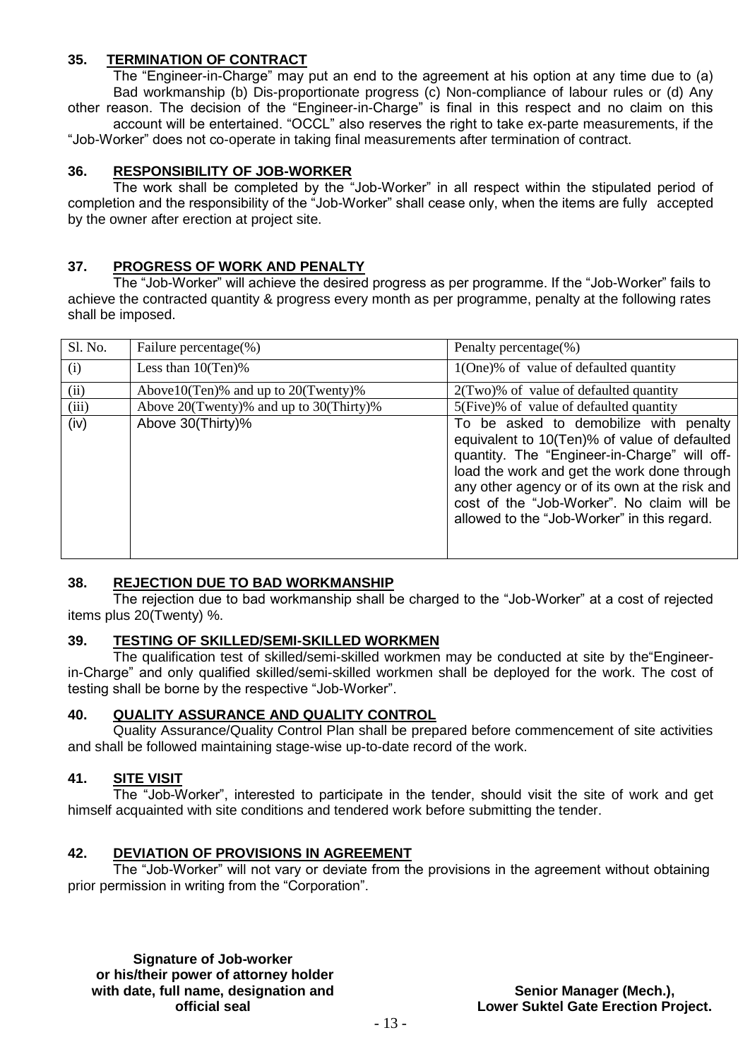## 35. TERMINATION OF CONTRACT

The "Engineer-in-Charge" may put an end to the agreement at his option at any time due to (a) Bad workmanship (b) Dis-proportionate progress (c) Non-compliance of labour rules or (d) Any other reason. The decision of the "Engineer-in-Charge" is final in this respect and no claim on this account will be entertained. "OCCL" also reserves the right to take ex-parte measurements, if the "Job-Worker" does not co-operate in taking final measurements after termination of contract.

## 36. RESPONSIBILITY OF JOB-WORKER

The work shall be completed by the "Job-Worker" in all respect within the stipulated period of completion and the responsibility of the "Job-Worker" shall cease only, when the items are fully accepted by the owner after erection at project site.

## 37. PROGRESS OF WORK AND PENALTY

The "Job-Worker" will achieve the desired progress as per programme. If the "Job-Worker" fails to achieve the contracted quantity & progress every month as per programme, penalty at the following rates shall be imposed.

| Sl. No. | Failure percentage(%) | Penalty percentage(%) |
|---|---|---|
| (i) | Less than 10(Ten)% | 1(One)% of value of defaulted quantity |
| (ii) | Above10(Ten)% and up to 20(Twenty)% | 2(Two)% of value of defaulted quantity |
| (iii) | Above 20(Twenty)% and up to 30(Thirty)% | 5(Five)% of value of defaulted quantity |
| (iv) | Above 30(Thirty)% | To be asked to demobilize with penalty equivalent to 10(Ten)% of value of defaulted quantity. The "Engineer-in-Charge" will off-load the work and get the work done through any other agency or of its own at the risk and cost of the "Job-Worker". No claim will be allowed to the "Job-Worker" in this regard. |

## 38. REJECTION DUE TO BAD WORKMANSHIP

The rejection due to bad workmanship shall be charged to the "Job-Worker" at a cost of rejected items plus 20(Twenty) %.

## 39. TESTING OF SKILLED/SEMI-SKILLED WORKMEN

The qualification test of skilled/semi-skilled workmen may be conducted at site by the"Engineer-in-Charge" and only qualified skilled/semi-skilled workmen shall be deployed for the work. The cost of testing shall be borne by the respective "Job-Worker".

## 40. QUALITY ASSURANCE AND QUALITY CONTROL

Quality Assurance/Quality Control Plan shall be prepared before commencement of site activities and shall be followed maintaining stage-wise up-to-date record of the work.

## 41. SITE VISIT

The "Job-Worker", interested to participate in the tender, should visit the site of work and get himself acquainted with site conditions and tendered work before submitting the tender.

## 42. DEVIATION OF PROVISIONS IN AGREEMENT

The "Job-Worker" will not vary or deviate from the provisions in the agreement without obtaining prior permission in writing from the "Corporation".

**Signature of Job-worker or his/their power of attorney holder with date, full name, designation and official seal**

**Senior Manager (Mech.), Lower Suktel Gate Erection Project.**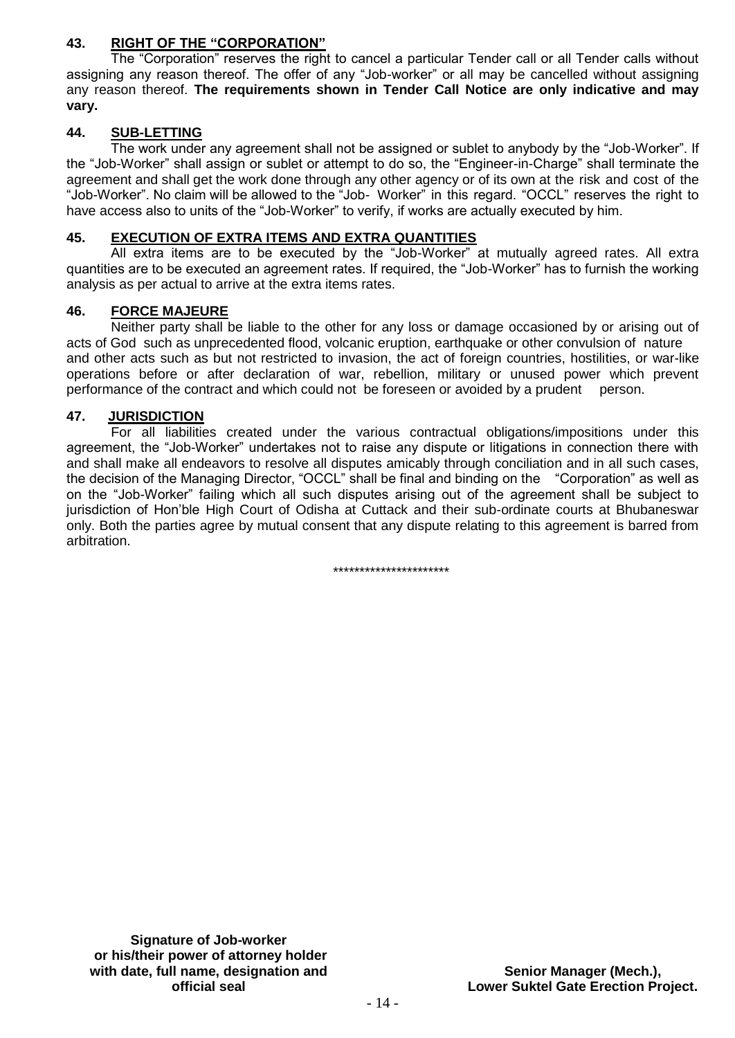### 43. RIGHT OF THE "CORPORATION"

The "Corporation" reserves the right to cancel a particular Tender call or all Tender calls without assigning any reason thereof. The offer of any "Job-worker" or all may be cancelled without assigning any reason thereof. **The requirements shown in Tender Call Notice are only indicative and may vary.**

### 44. SUB-LETTING

The work under any agreement shall not be assigned or sublet to anybody by the "Job-Worker". If the "Job-Worker" shall assign or sublet or attempt to do so, the "Engineer-in-Charge" shall terminate the agreement and shall get the work done through any other agency or of its own at the risk and cost of the "Job-Worker". No claim will be allowed to the "Job- Worker" in this regard. "OCCL" reserves the right to have access also to units of the "Job-Worker" to verify, if works are actually executed by him.

### 45. EXECUTION OF EXTRA ITEMS AND EXTRA QUANTITIES

All extra items are to be executed by the "Job-Worker" at mutually agreed rates. All extra quantities are to be executed an agreement rates. If required, the "Job-Worker" has to furnish the working analysis as per actual to arrive at the extra items rates.

### 46. FORCE MAJEURE

Neither party shall be liable to the other for any loss or damage occasioned by or arising out of acts of God such as unprecedented flood, volcanic eruption, earthquake or other convulsion of nature and other acts such as but not restricted to invasion, the act of foreign countries, hostilities, or war-like operations before or after declaration of war, rebellion, military or unused power which prevent performance of the contract and which could not be foreseen or avoided by a prudent person.

### 47. JURISDICTION

For all liabilities created under the various contractual obligations/impositions under this agreement, the "Job-Worker" undertakes not to raise any dispute or litigations in connection there with and shall make all endeavors to resolve all disputes amicably through conciliation and in all such cases, the decision of the Managing Director, "OCCL" shall be final and binding on the "Corporation" as well as on the "Job-Worker" failing which all such disputes arising out of the agreement shall be subject to jurisdiction of Hon'ble High Court of Odisha at Cuttack and their sub-ordinate courts at Bhubaneswar only. Both the parties agree by mutual consent that any dispute relating to this agreement is barred from arbitration.

*********************

**Signature of Job-worker or his/their power of attorney holder with date, full name, designation and official seal**

**Senior Manager (Mech.),**
**Lower Suktel Gate Erection Project.**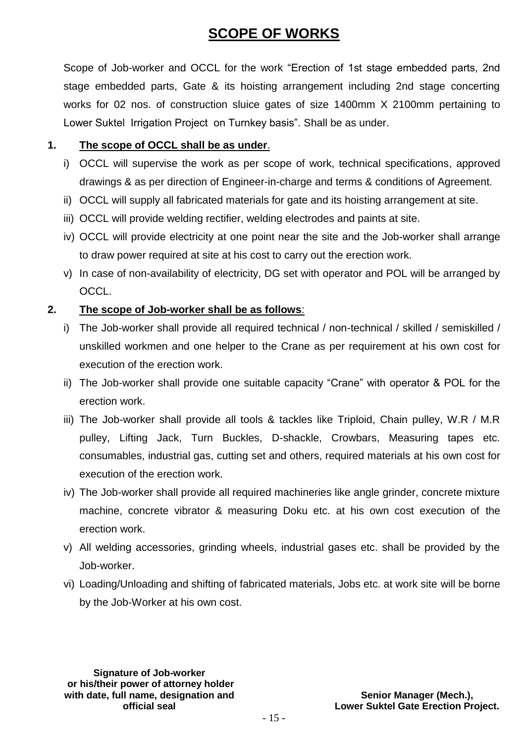# SCOPE OF WORKS

Scope of Job-worker and OCCL for the work "Erection of 1st stage embedded parts, 2nd stage embedded parts, Gate & its hoisting arrangement including 2nd stage concerting works for 02 nos. of construction sluice gates of size 1400mm X 2100mm pertaining to Lower Suktel Irrigation Project on Turnkey basis". Shall be as under.

**1. The scope of OCCL shall be as under.**

i) OCCL will supervise the work as per scope of work, technical specifications, approved drawings & as per direction of Engineer-in-charge and terms & conditions of Agreement.

ii) OCCL will supply all fabricated materials for gate and its hoisting arrangement at site.

iii) OCCL will provide welding rectifier, welding electrodes and paints at site.

iv) OCCL will provide electricity at one point near the site and the Job-worker shall arrange to draw power required at site at his cost to carry out the erection work.

v) In case of non-availability of electricity, DG set with operator and POL will be arranged by OCCL.

**2. The scope of Job-worker shall be as follows:**

i) The Job-worker shall provide all required technical / non-technical / skilled / semiskilled / unskilled workmen and one helper to the Crane as per requirement at his own cost for execution of the erection work.

ii) The Job-worker shall provide one suitable capacity "Crane" with operator & POL for the erection work.

iii) The Job-worker shall provide all tools & tackles like Triploid, Chain pulley, W.R / M.R pulley, Lifting Jack, Turn Buckles, D-shackle, Crowbars, Measuring tapes etc. consumables, industrial gas, cutting set and others, required materials at his own cost for execution of the erection work.

iv) The Job-worker shall provide all required machineries like angle grinder, concrete mixture machine, concrete vibrator & measuring Doku etc. at his own cost execution of the erection work.

v) All welding accessories, grinding wheels, industrial gases etc. shall be provided by the Job-worker.

vi) Loading/Unloading and shifting of fabricated materials, Jobs etc. at work site will be borne by the Job-Worker at his own cost.

**Signature of Job-worker or his/their power of attorney holder with date, full name, designation and official seal**

**Senior Manager (Mech.), Lower Suktel Gate Erection Project.**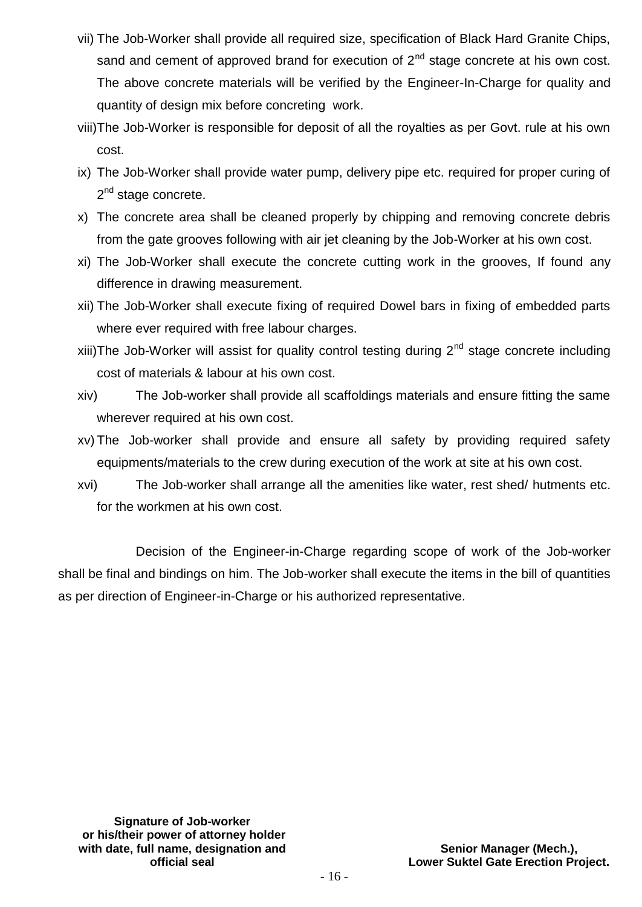vii) The Job-Worker shall provide all required size, specification of Black Hard Granite Chips, sand and cement of approved brand for execution of 2nd stage concrete at his own cost. The above concrete materials will be verified by the Engineer-In-Charge for quality and quantity of design mix before concreting work.

viii) The Job-Worker is responsible for deposit of all the royalties as per Govt. rule at his own cost.

ix) The Job-Worker shall provide water pump, delivery pipe etc. required for proper curing of 2nd stage concrete.

x) The concrete area shall be cleaned properly by chipping and removing concrete debris from the gate grooves following with air jet cleaning by the Job-Worker at his own cost.

xi) The Job-Worker shall execute the concrete cutting work in the grooves, If found any difference in drawing measurement.

xii) The Job-Worker shall execute fixing of required Dowel bars in fixing of embedded parts where ever required with free labour charges.

xiii) The Job-Worker will assist for quality control testing during 2nd stage concrete including cost of materials & labour at his own cost.

xiv) The Job-worker shall provide all scaffoldings materials and ensure fitting the same wherever required at his own cost.

xv) The Job-worker shall provide and ensure all safety by providing required safety equipments/materials to the crew during execution of the work at site at his own cost.

xvi) The Job-worker shall arrange all the amenities like water, rest shed/ hutments etc. for the workmen at his own cost.

Decision of the Engineer-in-Charge regarding scope of work of the Job-worker shall be final and bindings on him. The Job-worker shall execute the items in the bill of quantities as per direction of Engineer-in-Charge or his authorized representative.

**Signature of Job-worker or his/their power of attorney holder with date, full name, designation and official seal**

**Senior Manager (Mech.), Lower Suktel Gate Erection Project.**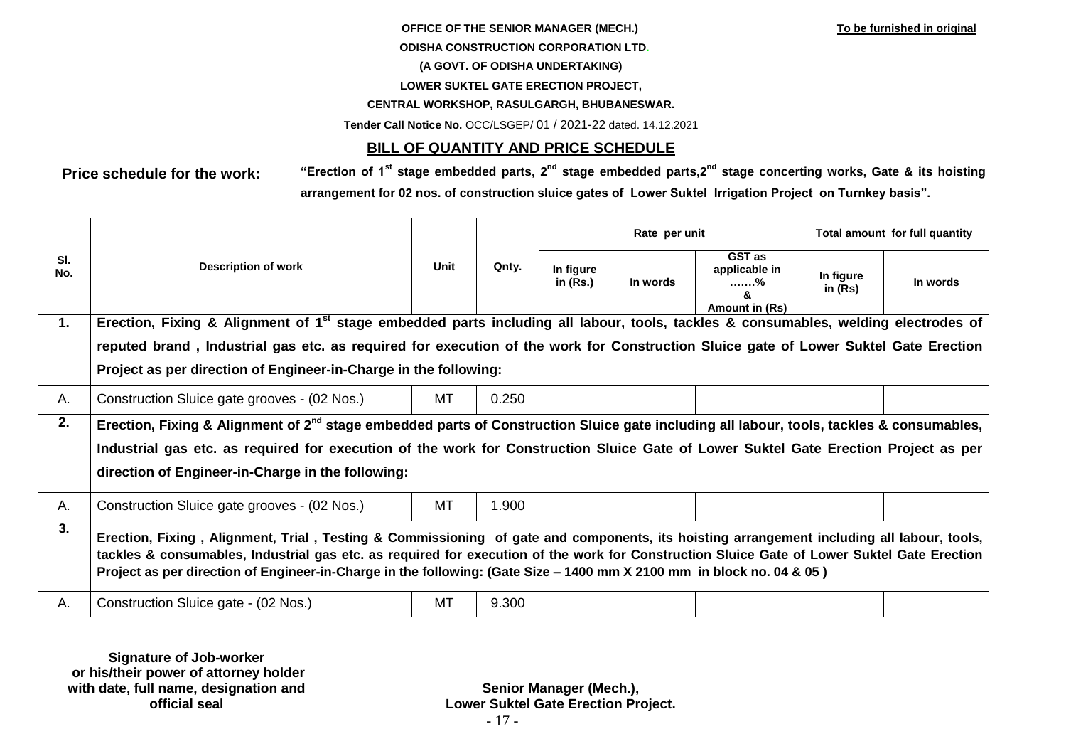**OFFICE OF THE SENIOR MANAGER (MECH.)**

**To be furnished in original**

**ODISHA CONSTRUCTION CORPORATION LTD.**

**(A GOVT. OF ODISHA UNDERTAKING)**

**LOWER SUKTEL GATE ERECTION PROJECT,**

**CENTRAL WORKSHOP, RASULGARGH, BHUBANESWAR.**

**Tender Call Notice No.** OCC/LSGEP/ 01 / 2021-22 dated. 14.12.2021

## BILL OF QUANTITY AND PRICE SCHEDULE

**Price schedule for the work:** **"Erection of 1st stage embedded parts, 2nd stage embedded parts,2nd stage concerting works, Gate & its hoisting arrangement for 02 nos. of construction sluice gates of Lower Suktel Irrigation Project on Turnkey basis".**

| Sl. No. | Description of work | Unit | Qnty. | Rate per unit | | | Total amount for full quantity | |
|---|---|---|---|---|---|---|---|---|
| | | | | In figure in (Rs.) | In words | GST as applicable in …….% & Amount in (Rs) | In figure in (Rs) | In words |
| **1.** | **Erection, Fixing & Alignment of 1st stage embedded parts including all labour, tools, tackles & consumables, welding electrodes of reputed brand , Industrial gas etc. as required for execution of the work for Construction Sluice gate of Lower Suktel Gate Erection Project as per direction of Engineer-in-Charge in the following:** | | | | | | | |
| A. | Construction Sluice gate grooves - (02 Nos.) | MT | 0.250 | | | | | |
| **2.** | **Erection, Fixing & Alignment of 2nd stage embedded parts of Construction Sluice gate including all labour, tools, tackles & consumables, Industrial gas etc. as required for execution of the work for Construction Sluice Gate of Lower Suktel Gate Erection Project as per direction of Engineer-in-Charge in the following:** | | | | | | | |
| A. | Construction Sluice gate grooves - (02 Nos.) | MT | 1.900 | | | | | |
| **3.** | **Erection, Fixing , Alignment, Trial , Testing & Commissioning of gate and components, its hoisting arrangement including all labour, tools, tackles & consumables, Industrial gas etc. as required for execution of the work for Construction Sluice Gate of Lower Suktel Gate Erection Project as per direction of Engineer-in-Charge in the following: (Gate Size – 1400 mm X 2100 mm in block no. 04 & 05 )** | | | | | | | |
| A. | Construction Sluice gate - (02 Nos.) | MT | 9.300 | | | | | |

**Signature of Job-worker or his/their power of attorney holder with date, full name, designation and official seal**

**Senior Manager (Mech.), Lower Suktel Gate Erection Project.**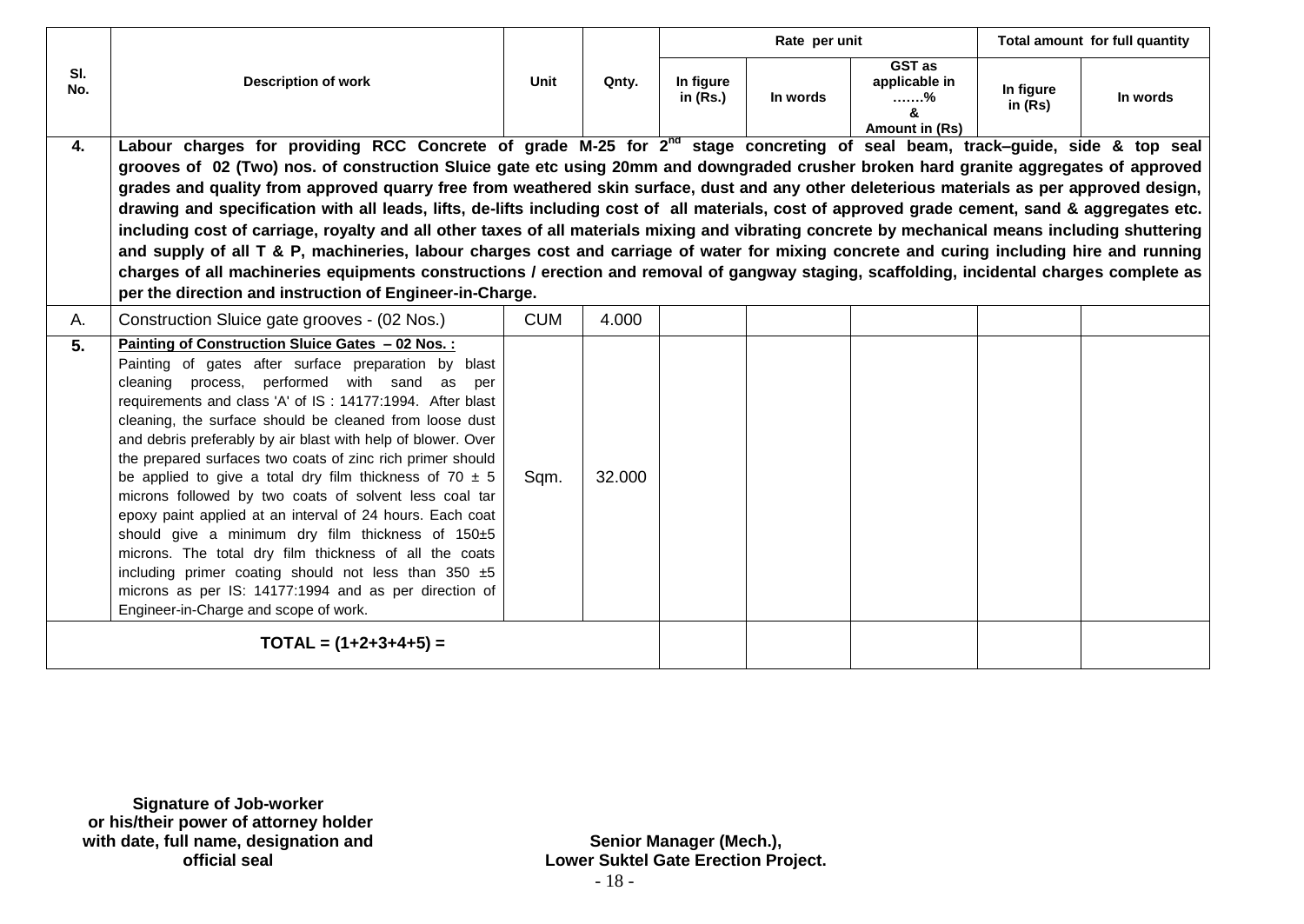| Sl. No. | Description of work | Unit | Qnty. | Rate per unit | | | Total amount for full quantity | |
|---|---|---|---|---|---|---|---|---|
| | | | | In figure in (Rs.) | In words | GST as applicable in …….% & Amount in (Rs) | In figure in (Rs) | In words |
| **4.** | **Labour charges for providing RCC Concrete of grade M-25 for 2nd stage concreting of seal beam, track–guide, side & top seal grooves of 02 (Two) nos. of construction Sluice gate etc using 20mm and downgraded crusher broken hard granite aggregates of approved grades and quality from approved quarry free from weathered skin surface, dust and any other deleterious materials as per approved design, drawing and specification with all leads, lifts, de-lifts including cost of all materials, cost of approved grade cement, sand & aggregates etc. including cost of carriage, royalty and all other taxes of all materials mixing and vibrating concrete by mechanical means including shuttering and supply of all T & P, machineries, labour charges cost and carriage of water for mixing concrete and curing including hire and running charges of all machineries equipments constructions / erection and removal of gangway staging, scaffolding, incidental charges complete as per the direction and instruction of Engineer-in-Charge.** | | | | | | | |
| A. | Construction Sluice gate grooves - (02 Nos.) | CUM | 4.000 | | | | | |
| **5.** | **Painting of Construction Sluice Gates – 02 Nos. :** Painting of gates after surface preparation by blast cleaning process, performed with sand as per requirements and class 'A' of IS : 14177:1994. After blast cleaning, the surface should be cleaned from loose dust and debris preferably by air blast with help of blower. Over the prepared surfaces two coats of zinc rich primer should be applied to give a total dry film thickness of 70 ± 5 microns followed by two coats of solvent less coal tar epoxy paint applied at an interval of 24 hours. Each coat should give a minimum dry film thickness of 150±5 microns. The total dry film thickness of all the coats including primer coating should not less than 350 ±5 microns as per IS: 14177:1994 and as per direction of Engineer-in-Charge and scope of work. | Sqm. | 32.000 | | | | | |
| | **TOTAL = (1+2+3+4+5) =** | | | | | | | |

**Signature of Job-worker or his/their power of attorney holder with date, full name, designation and official seal**

**Senior Manager (Mech.), Lower Suktel Gate Erection Project.**